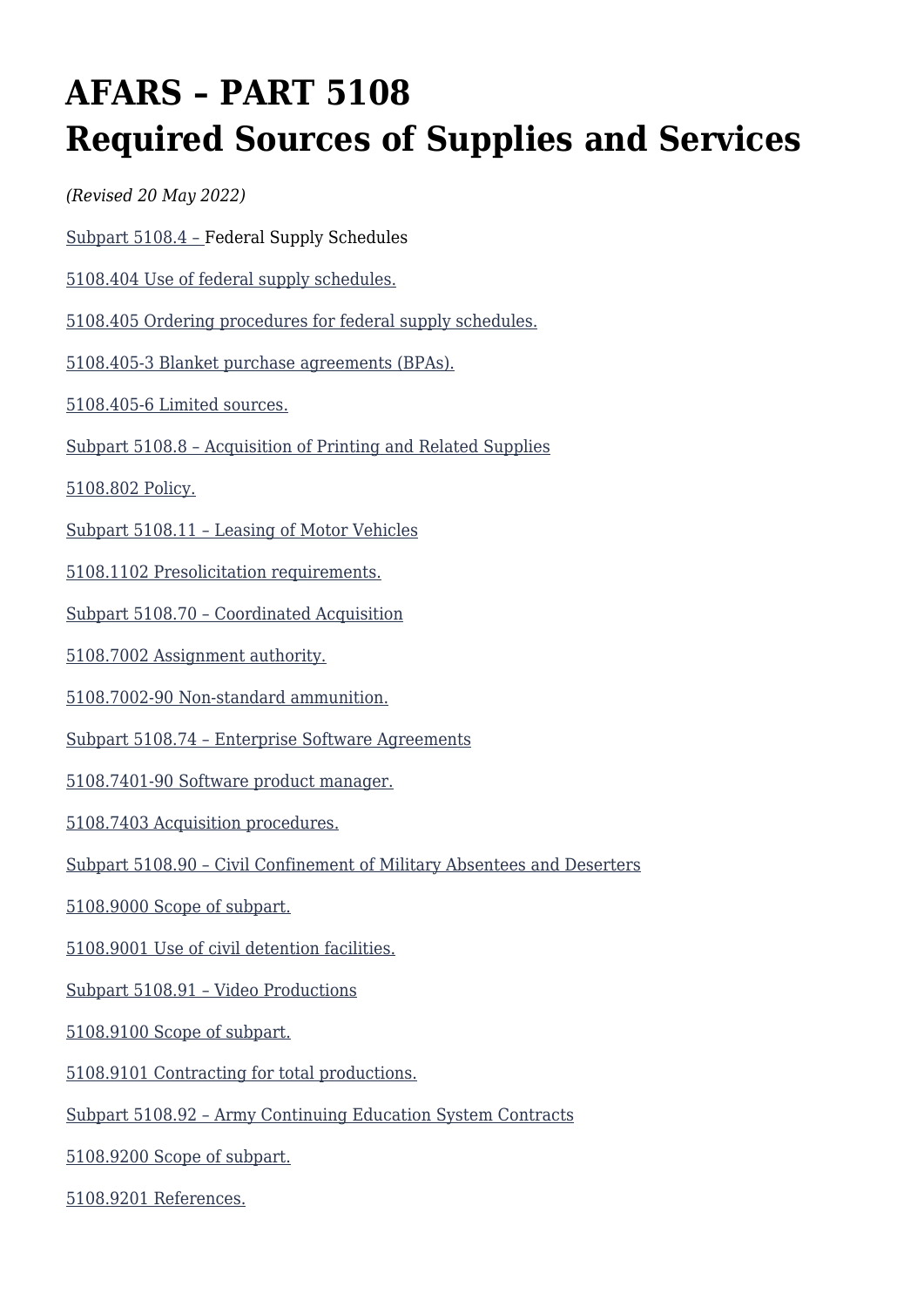# AFARS – PART 5108
# Required Sources of Supplies and Services

*(Revised 20 May 2022)*

Subpart 5108.4 – Federal Supply Schedules

5108.404 Use of federal supply schedules.

5108.405 Ordering procedures for federal supply schedules.

5108.405-3 Blanket purchase agreements (BPAs).

5108.405-6 Limited sources.

Subpart 5108.8 – Acquisition of Printing and Related Supplies

5108.802 Policy.

Subpart 5108.11 – Leasing of Motor Vehicles

5108.1102 Presolicitation requirements.

Subpart 5108.70 – Coordinated Acquisition

5108.7002 Assignment authority.

5108.7002-90 Non-standard ammunition.

Subpart 5108.74 – Enterprise Software Agreements

5108.7401-90 Software product manager.

5108.7403 Acquisition procedures.

Subpart 5108.90 – Civil Confinement of Military Absentees and Deserters

5108.9000 Scope of subpart.

5108.9001 Use of civil detention facilities.

Subpart 5108.91 – Video Productions

5108.9100 Scope of subpart.

5108.9101 Contracting for total productions.

Subpart 5108.92 – Army Continuing Education System Contracts

5108.9200 Scope of subpart.

5108.9201 References.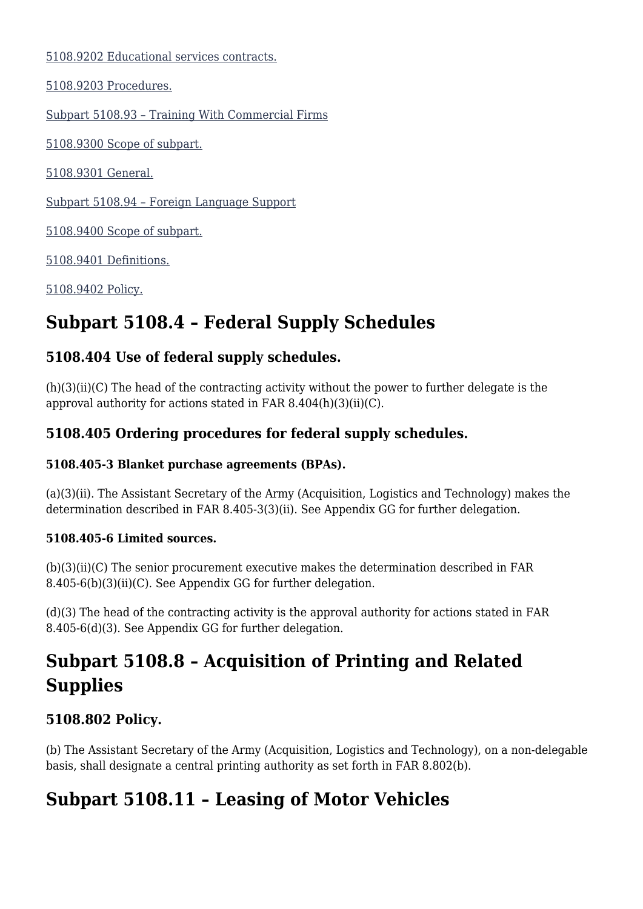[5108.9202 Educational services contracts.]

[5108.9203 Procedures.]

[Subpart 5108.93 – Training With Commercial Firms]

[5108.9300 Scope of subpart.]

[5108.9301 General.]

[Subpart 5108.94 – Foreign Language Support]

[5108.9400 Scope of subpart.]

[5108.9401 Definitions.]

[5108.9402 Policy.]

# Subpart 5108.4 – Federal Supply Schedules

## 5108.404 Use of federal supply schedules.

(h)(3)(ii)(C) The head of the contracting activity without the power to further delegate is the approval authority for actions stated in FAR 8.404(h)(3)(ii)(C).

## 5108.405 Ordering procedures for federal supply schedules.

### 5108.405-3 Blanket purchase agreements (BPAs).

(a)(3)(ii). The Assistant Secretary of the Army (Acquisition, Logistics and Technology) makes the determination described in FAR 8.405-3(3)(ii). See Appendix GG for further delegation.

### 5108.405-6 Limited sources.

(b)(3)(ii)(C) The senior procurement executive makes the determination described in FAR 8.405-6(b)(3)(ii)(C). See Appendix GG for further delegation.

(d)(3) The head of the contracting activity is the approval authority for actions stated in FAR 8.405-6(d)(3). See Appendix GG for further delegation.

# Subpart 5108.8 – Acquisition of Printing and Related Supplies

## 5108.802 Policy.

(b) The Assistant Secretary of the Army (Acquisition, Logistics and Technology), on a non-delegable basis, shall designate a central printing authority as set forth in FAR 8.802(b).

# Subpart 5108.11 – Leasing of Motor Vehicles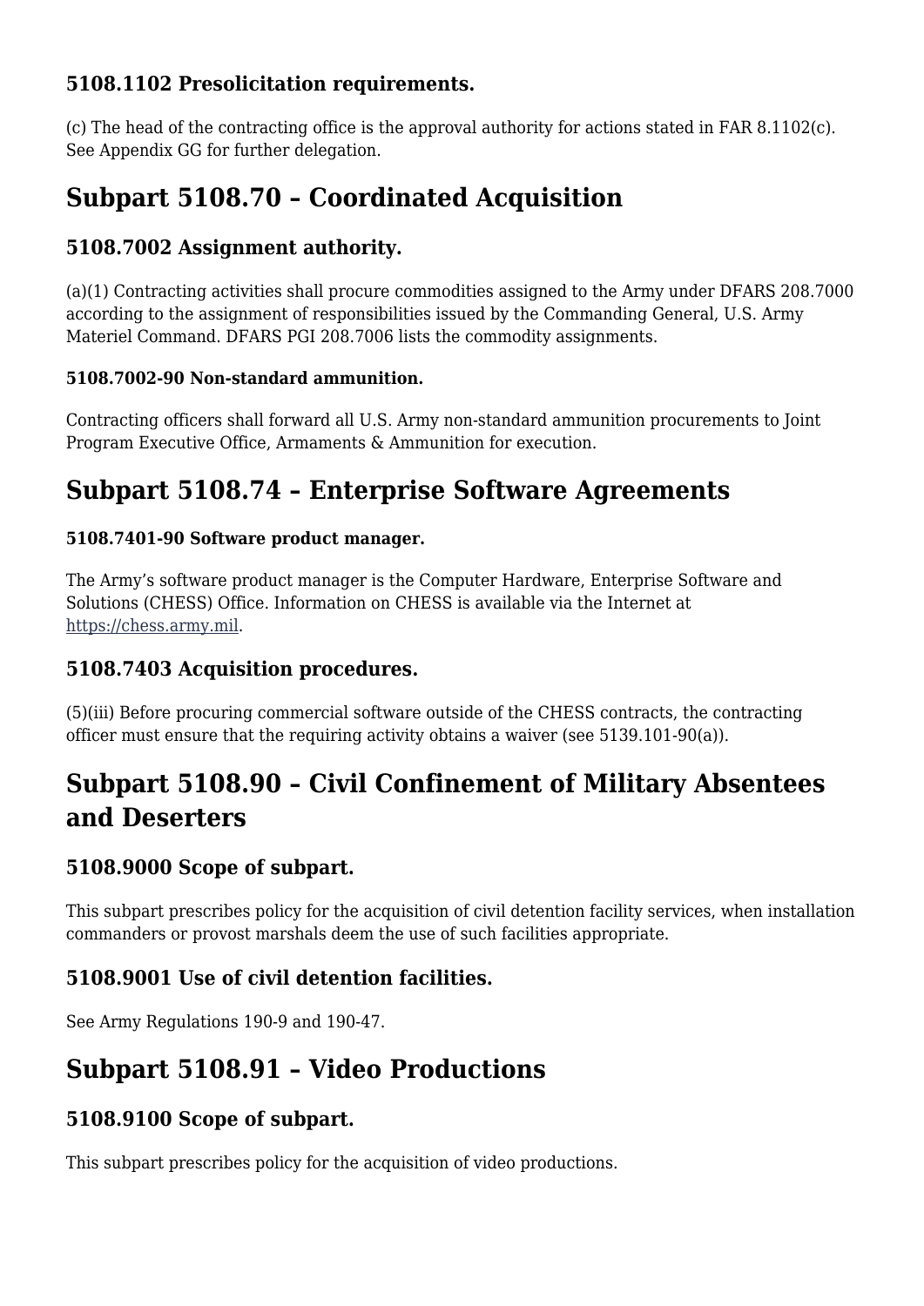### 5108.1102 Presolicitation requirements.

(c) The head of the contracting office is the approval authority for actions stated in FAR 8.1102(c). See Appendix GG for further delegation.

## Subpart 5108.70 – Coordinated Acquisition

### 5108.7002 Assignment authority.

(a)(1) Contracting activities shall procure commodities assigned to the Army under DFARS 208.7000 according to the assignment of responsibilities issued by the Commanding General, U.S. Army Materiel Command. DFARS PGI 208.7006 lists the commodity assignments.

#### 5108.7002-90 Non-standard ammunition.

Contracting officers shall forward all U.S. Army non-standard ammunition procurements to Joint Program Executive Office, Armaments & Ammunition for execution.

## Subpart 5108.74 – Enterprise Software Agreements

#### 5108.7401-90 Software product manager.

The Army's software product manager is the Computer Hardware, Enterprise Software and Solutions (CHESS) Office. Information on CHESS is available via the Internet at https://chess.army.mil.

### 5108.7403 Acquisition procedures.

(5)(iii) Before procuring commercial software outside of the CHESS contracts, the contracting officer must ensure that the requiring activity obtains a waiver (see 5139.101-90(a)).

## Subpart 5108.90 – Civil Confinement of Military Absentees and Deserters

### 5108.9000 Scope of subpart.

This subpart prescribes policy for the acquisition of civil detention facility services, when installation commanders or provost marshals deem the use of such facilities appropriate.

### 5108.9001 Use of civil detention facilities.

See Army Regulations 190-9 and 190-47.

## Subpart 5108.91 – Video Productions

### 5108.9100 Scope of subpart.

This subpart prescribes policy for the acquisition of video productions.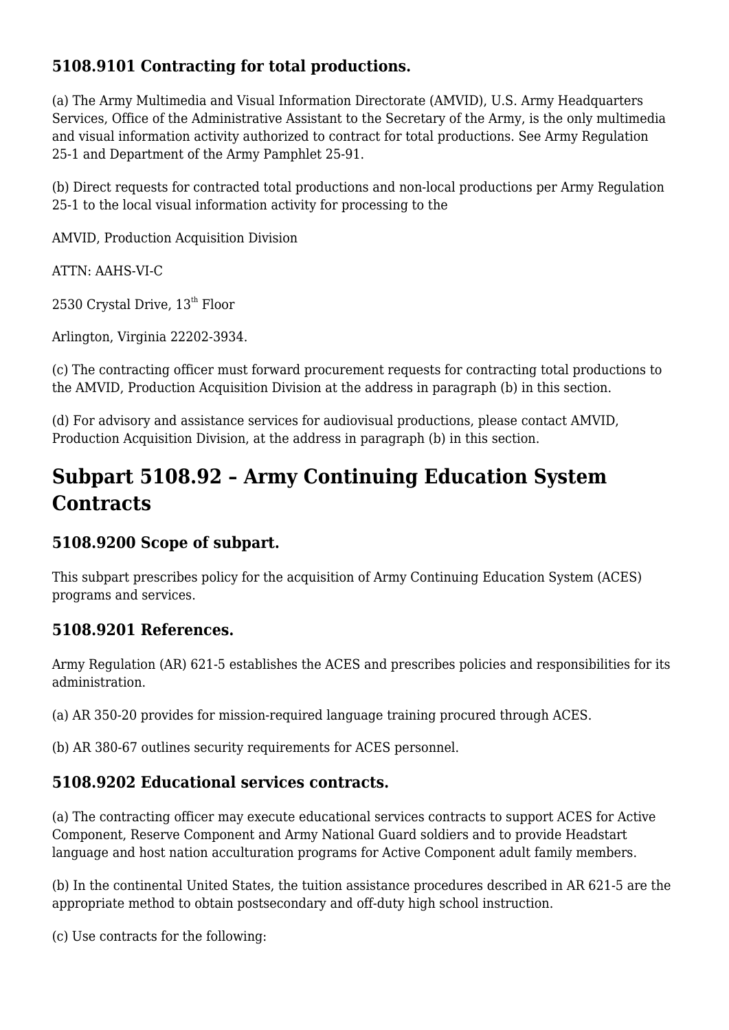### 5108.9101 Contracting for total productions.

(a) The Army Multimedia and Visual Information Directorate (AMVID), U.S. Army Headquarters Services, Office of the Administrative Assistant to the Secretary of the Army, is the only multimedia and visual information activity authorized to contract for total productions. See Army Regulation 25-1 and Department of the Army Pamphlet 25-91.

(b) Direct requests for contracted total productions and non-local productions per Army Regulation 25-1 to the local visual information activity for processing to the

AMVID, Production Acquisition Division

ATTN: AAHS-VI-C

2530 Crystal Drive, 13th Floor

Arlington, Virginia 22202-3934.

(c) The contracting officer must forward procurement requests for contracting total productions to the AMVID, Production Acquisition Division at the address in paragraph (b) in this section.

(d) For advisory and assistance services for audiovisual productions, please contact AMVID, Production Acquisition Division, at the address in paragraph (b) in this section.

## Subpart 5108.92 – Army Continuing Education System Contracts

### 5108.9200 Scope of subpart.

This subpart prescribes policy for the acquisition of Army Continuing Education System (ACES) programs and services.

### 5108.9201 References.

Army Regulation (AR) 621-5 establishes the ACES and prescribes policies and responsibilities for its administration.

(a) AR 350-20 provides for mission-required language training procured through ACES.

(b) AR 380-67 outlines security requirements for ACES personnel.

### 5108.9202 Educational services contracts.

(a) The contracting officer may execute educational services contracts to support ACES for Active Component, Reserve Component and Army National Guard soldiers and to provide Headstart language and host nation acculturation programs for Active Component adult family members.

(b) In the continental United States, the tuition assistance procedures described in AR 621-5 are the appropriate method to obtain postsecondary and off-duty high school instruction.

(c) Use contracts for the following: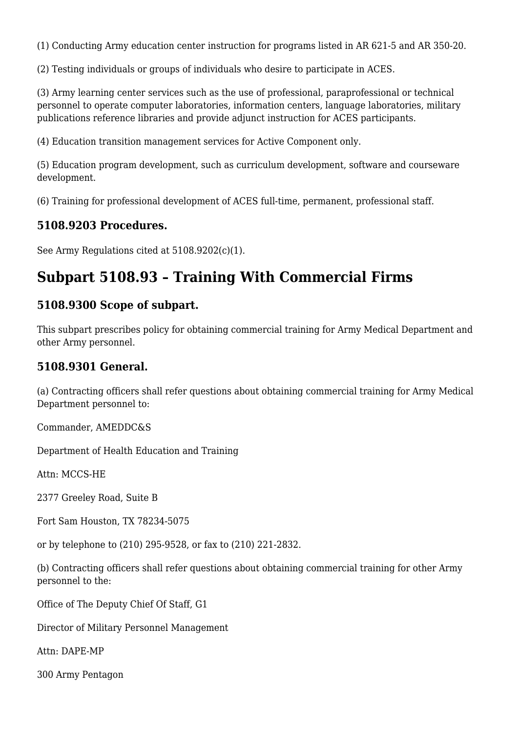(1) Conducting Army education center instruction for programs listed in AR 621-5 and AR 350-20.

(2) Testing individuals or groups of individuals who desire to participate in ACES.

(3) Army learning center services such as the use of professional, paraprofessional or technical personnel to operate computer laboratories, information centers, language laboratories, military publications reference libraries and provide adjunct instruction for ACES participants.

(4) Education transition management services for Active Component only.

(5) Education program development, such as curriculum development, software and courseware development.

(6) Training for professional development of ACES full-time, permanent, professional staff.

### 5108.9203 Procedures.

See Army Regulations cited at 5108.9202(c)(1).

## Subpart 5108.93 – Training With Commercial Firms

### 5108.9300 Scope of subpart.

This subpart prescribes policy for obtaining commercial training for Army Medical Department and other Army personnel.

### 5108.9301 General.

(a) Contracting officers shall refer questions about obtaining commercial training for Army Medical Department personnel to:

Commander, AMEDDC&S

Department of Health Education and Training

Attn: MCCS-HE

2377 Greeley Road, Suite B

Fort Sam Houston, TX 78234-5075

or by telephone to (210) 295-9528, or fax to (210) 221-2832.

(b) Contracting officers shall refer questions about obtaining commercial training for other Army personnel to the:

Office of The Deputy Chief Of Staff, G1

Director of Military Personnel Management

Attn: DAPE-MP

300 Army Pentagon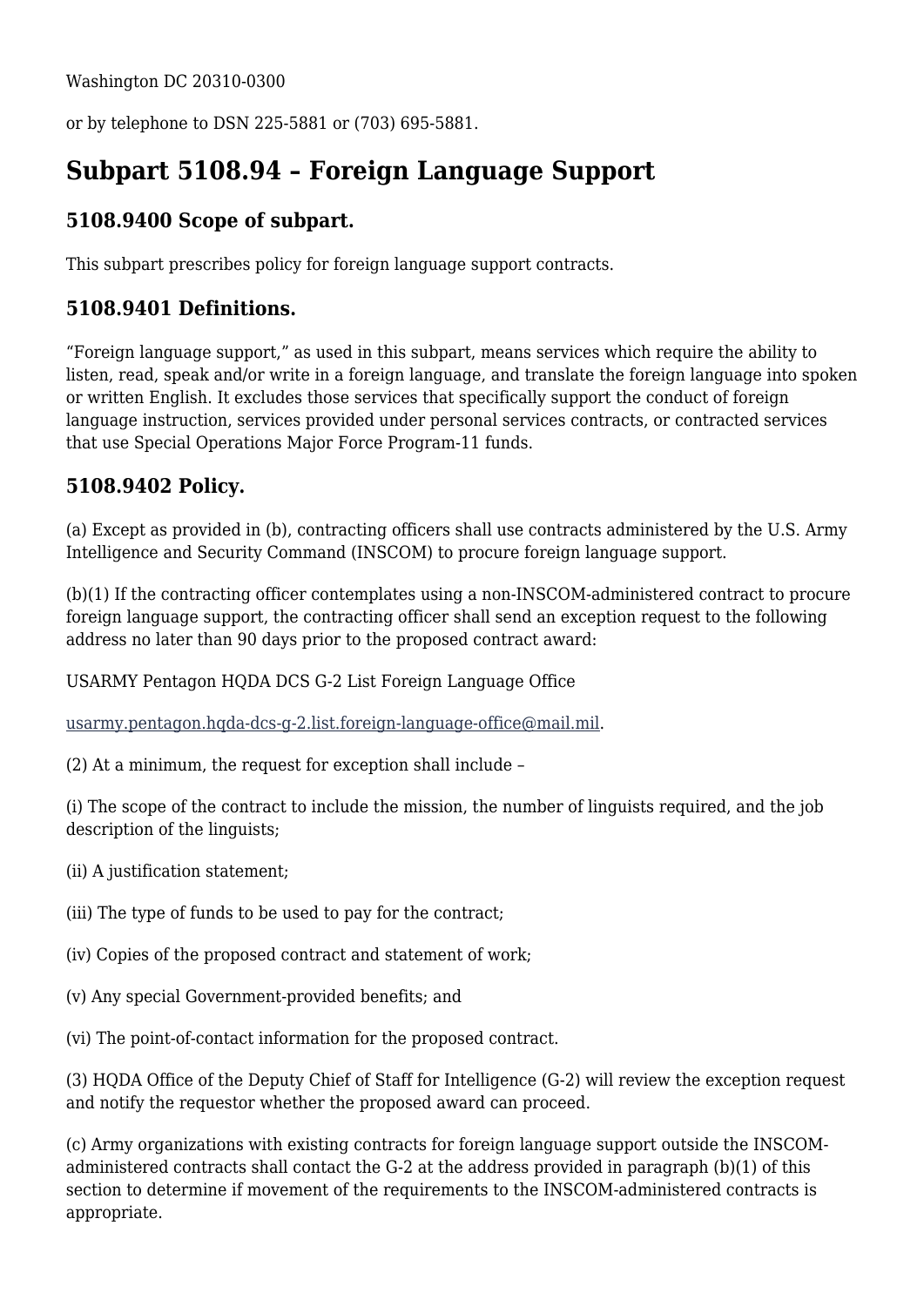Washington DC 20310-0300

or by telephone to DSN 225-5881 or (703) 695-5881.

## Subpart 5108.94 – Foreign Language Support

### 5108.9400 Scope of subpart.

This subpart prescribes policy for foreign language support contracts.

### 5108.9401 Definitions.

"Foreign language support," as used in this subpart, means services which require the ability to listen, read, speak and/or write in a foreign language, and translate the foreign language into spoken or written English. It excludes those services that specifically support the conduct of foreign language instruction, services provided under personal services contracts, or contracted services that use Special Operations Major Force Program-11 funds.

### 5108.9402 Policy.

(a) Except as provided in (b), contracting officers shall use contracts administered by the U.S. Army Intelligence and Security Command (INSCOM) to procure foreign language support.

(b)(1) If the contracting officer contemplates using a non-INSCOM-administered contract to procure foreign language support, the contracting officer shall send an exception request to the following address no later than 90 days prior to the proposed contract award:

USARMY Pentagon HQDA DCS G-2 List Foreign Language Office

usarmy.pentagon.hqda-dcs-g-2.list.foreign-language-office@mail.mil.

(2) At a minimum, the request for exception shall include –

(i) The scope of the contract to include the mission, the number of linguists required, and the job description of the linguists;

(ii) A justification statement;

(iii) The type of funds to be used to pay for the contract;

(iv) Copies of the proposed contract and statement of work;

(v) Any special Government-provided benefits; and

(vi) The point-of-contact information for the proposed contract.

(3) HQDA Office of the Deputy Chief of Staff for Intelligence (G-2) will review the exception request and notify the requestor whether the proposed award can proceed.

(c) Army organizations with existing contracts for foreign language support outside the INSCOM-administered contracts shall contact the G-2 at the address provided in paragraph (b)(1) of this section to determine if movement of the requirements to the INSCOM-administered contracts is appropriate.